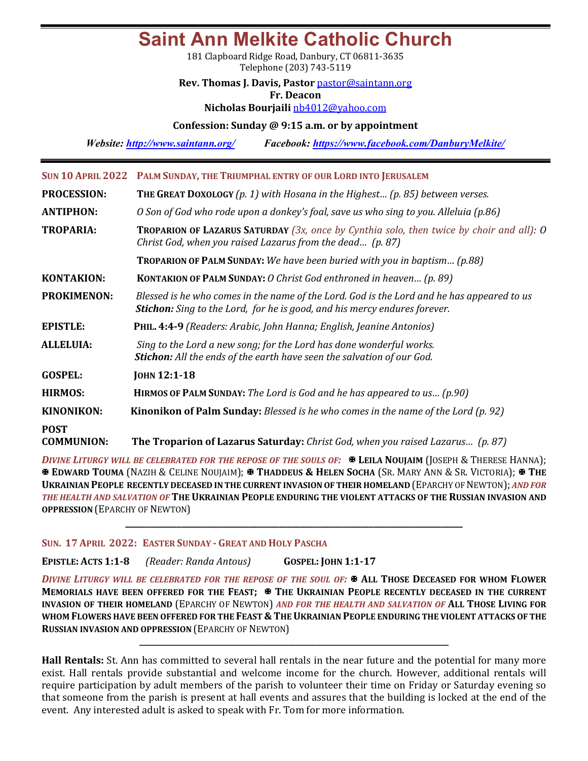# Saint Ann Melkite Catholic Church

181 Clapboard Ridge Road, Danbury, CT 06811-3635
Telephone (203) 743-5119

**Rev. Thomas J. Davis, Pastor** pastor@saintann.org
**Fr. Deacon**
**Nicholas Bourjaili** nb4012@yahoo.com

**Confession: Sunday @ 9:15 a.m. or by appointment**

***Website:*** ***http://www.saintann.org/*** ***Facebook:*** ***https://www.facebook.com/DanburyMelkite/***

---

**SUN 10 APRIL 2022** **PALM SUNDAY, THE TRIUMPHAL ENTRY OF OUR LORD INTO JERUSALEM**

**PROCESSION:** **THE GREAT DOXOLOGY** *(p. 1) with Hosana in the Highest… (p. 85) between verses.*

**ANTIPHON:** *O Son of God who rode upon a donkey's foal, save us who sing to you. Alleluia (p.86)*

**TROPARIA:** **TROPARION OF LAZARUS SATURDAY** *(3x, once by Cynthia solo, then twice by choir and all): O Christ God, when you raised Lazarus from the dead… (p. 87)*

**TROPARION OF PALM SUNDAY:** *We have been buried with you in baptism… (p.88)*

**KONTAKION:** **KONTAKION OF PALM SUNDAY:** *O Christ God enthroned in heaven… (p. 89)*

**PROKIMENON:** *Blessed is he who comes in the name of the Lord. God is the Lord and he has appeared to us* ***Stichon:*** *Sing to the Lord, for he is good, and his mercy endures forever.*

**EPISTLE:** **PHIL. 4:4-9** *(Readers: Arabic, John Hanna; English, Jeanine Antonios)*

**ALLELUIA:** *Sing to the Lord a new song; for the Lord has done wonderful works.* ***Stichon:*** *All the ends of the earth have seen the salvation of our God.*

**GOSPEL:** **JOHN 12:1-18**

**HIRMOS:** **HIRMOS OF PALM SUNDAY:** *The Lord is God and he has appeared to us… (p.90)*

**KINONIKON:** **Kinonikon of Palm Sunday:** *Blessed is he who comes in the name of the Lord (p. 92)*

**POST COMMUNION:** **The Troparion of Lazarus Saturday:** *Christ God, when you raised Lazarus… (p. 87)*

***DIVINE LITURGY WILL BE CELEBRATED FOR THE REPOSE OF THE SOULS OF:*** ✠ **LEILA NOUJAIM** (JOSEPH & THERESE HANNA); ✠ **EDWARD TOUMA** (NAZIH & CELINE NOUJAIM); ✠ **THADDEUS & HELEN SOCHA** (SR. MARY ANN & SR. VICTORIA); ✠ **THE UKRAINIAN PEOPLE RECENTLY DECEASED IN THE CURRENT INVASION OF THEIR HOMELAND** (EPARCHY OF NEWTON); ***AND FOR THE HEALTH AND SALVATION OF*** **THE UKRAINIAN PEOPLE ENDURING THE VIOLENT ATTACKS OF THE RUSSIAN INVASION AND OPPRESSION** (EPARCHY OF NEWTON)

---

**SUN. 17 APRIL 2022: EASTER SUNDAY - GREAT AND HOLY PASCHA**

**EPISTLE: ACTS 1:1-8** *(Reader: Randa Antous)* **GOSPEL: JOHN 1:1-17**

***DIVINE LITURGY WILL BE CELEBRATED FOR THE REPOSE OF THE SOUL OF:*** ✠ **ALL THOSE DECEASED FOR WHOM FLOWER MEMORIALS HAVE BEEN OFFERED FOR THE FEAST;** ✠ **THE UKRAINIAN PEOPLE RECENTLY DECEASED IN THE CURRENT INVASION OF THEIR HOMELAND** (EPARCHY OF NEWTON) ***AND FOR THE HEALTH AND SALVATION OF*** **ALL THOSE LIVING FOR WHOM FLOWERS HAVE BEEN OFFERED FOR THE FEAST & THE UKRAINIAN PEOPLE ENDURING THE VIOLENT ATTACKS OF THE RUSSIAN INVASION AND OPPRESSION** (EPARCHY OF NEWTON)

---

**Hall Rentals:** St. Ann has committed to several hall rentals in the near future and the potential for many more exist. Hall rentals provide substantial and welcome income for the church. However, additional rentals will require participation by adult members of the parish to volunteer their time on Friday or Saturday evening so that someone from the parish is present at hall events and assures that the building is locked at the end of the event. Any interested adult is asked to speak with Fr. Tom for more information.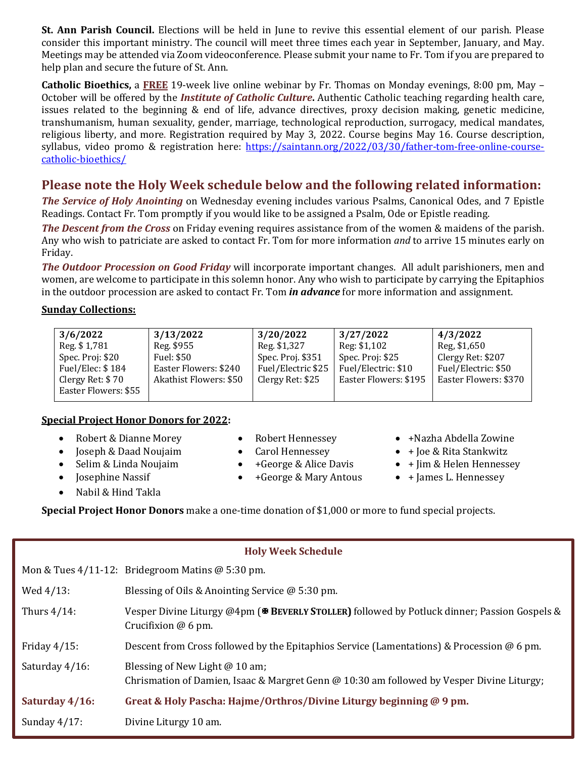**St. Ann Parish Council.** Elections will be held in June to revive this essential element of our parish. Please consider this important ministry. The council will meet three times each year in September, January, and May. Meetings may be attended via Zoom videoconference. Please submit your name to Fr. Tom if you are prepared to help plan and secure the future of St. Ann.

**Catholic Bioethics,** a **FREE** 19-week live online webinar by Fr. Thomas on Monday evenings, 8:00 pm, May – October will be offered by the ***Institute of Catholic Culture*.** Authentic Catholic teaching regarding health care, issues related to the beginning & end of life, advance directives, proxy decision making, genetic medicine, transhumanism, human sexuality, gender, marriage, technological reproduction, surrogacy, medical mandates, religious liberty, and more. Registration required by May 3, 2022. Course begins May 16. Course description, syllabus, video promo & registration here: https://saintann.org/2022/03/30/father-tom-free-online-course-catholic-bioethics/

## Please note the Holy Week schedule below and the following related information:

***The Service of Holy Anointing*** on Wednesday evening includes various Psalms, Canonical Odes, and 7 Epistle Readings. Contact Fr. Tom promptly if you would like to be assigned a Psalm, Ode or Epistle reading.

***The Descent from the Cross*** on Friday evening requires assistance from of the women & maidens of the parish. Any who wish to patriciate are asked to contact Fr. Tom for more information *and* to arrive 15 minutes early on Friday.

***The Outdoor Procession on Good Friday*** will incorporate important changes. All adult parishioners, men and women, are welcome to participate in this solemn honor. Any who wish to participate by carrying the Epitaphios in the outdoor procession are asked to contact Fr. Tom ***in advance*** for more information and assignment.

**Sunday Collections:**

| **3/6/2022** | **3/13/2022** | **3/20/2022** | **3/27/2022** | **4/3/2022** |
|---|---|---|---|---|
| Reg. $ 1,781<br>Spec. Proj: $20<br>Fuel/Elec: $ 184<br>Clergy Ret: $ 70<br>Easter Flowers: $55 | Reg. $955<br>Fuel: $50<br>Easter Flowers: $240<br>Akathist Flowers: $50 | Reg. $1,327<br>Spec. Proj. $351<br>Fuel/Electric $25<br>Clergy Ret: $25 | Reg: $1,102<br>Spec. Proj: $25<br>Fuel/Electric: $10<br>Easter Flowers: $195 | Reg, $1,650<br>Clergy Ret: $207<br>Fuel/Electric: $50<br>Easter Flowers: $370 |

**Special Project Honor Donors for 2022:**

- Robert & Dianne Morey
- Joseph & Daad Noujaim
- Selim & Linda Noujaim
- Josephine Nassif
- Nabil & Hind Takla
- Robert Hennessey
- Carol Hennessey
- +George & Alice Davis
- +George & Mary Antous
- +Nazha Abdella Zowine
- + Joe & Rita Stankwitz
- + Jim & Helen Hennessey
- + James L. Hennessey

**Special Project Honor Donors** make a one-time donation of $1,000 or more to fund special projects.

### Holy Week Schedule

| | |
|---|---|
| Mon & Tues 4/11-12: | Bridegroom Matins @ 5:30 pm. |
| Wed 4/13: | Blessing of Oils & Anointing Service @ 5:30 pm. |
| Thurs 4/14: | Vesper Divine Liturgy @4pm (✠ **BEVERLY STOLLER)** followed by Potluck dinner; Passion Gospels & Crucifixion @ 6 pm. |
| Friday 4/15: | Descent from Cross followed by the Epitaphios Service (Lamentations) & Procession @ 6 pm. |
| Saturday 4/16: | Blessing of New Light @ 10 am;<br>Chrismation of Damien, Isaac & Margret Genn @ 10:30 am followed by Vesper Divine Liturgy; |
| **Saturday 4/16:** | **Great & Holy Pascha: Hajme/Orthros/Divine Liturgy beginning @ 9 pm.** |
| Sunday 4/17: | Divine Liturgy 10 am. |